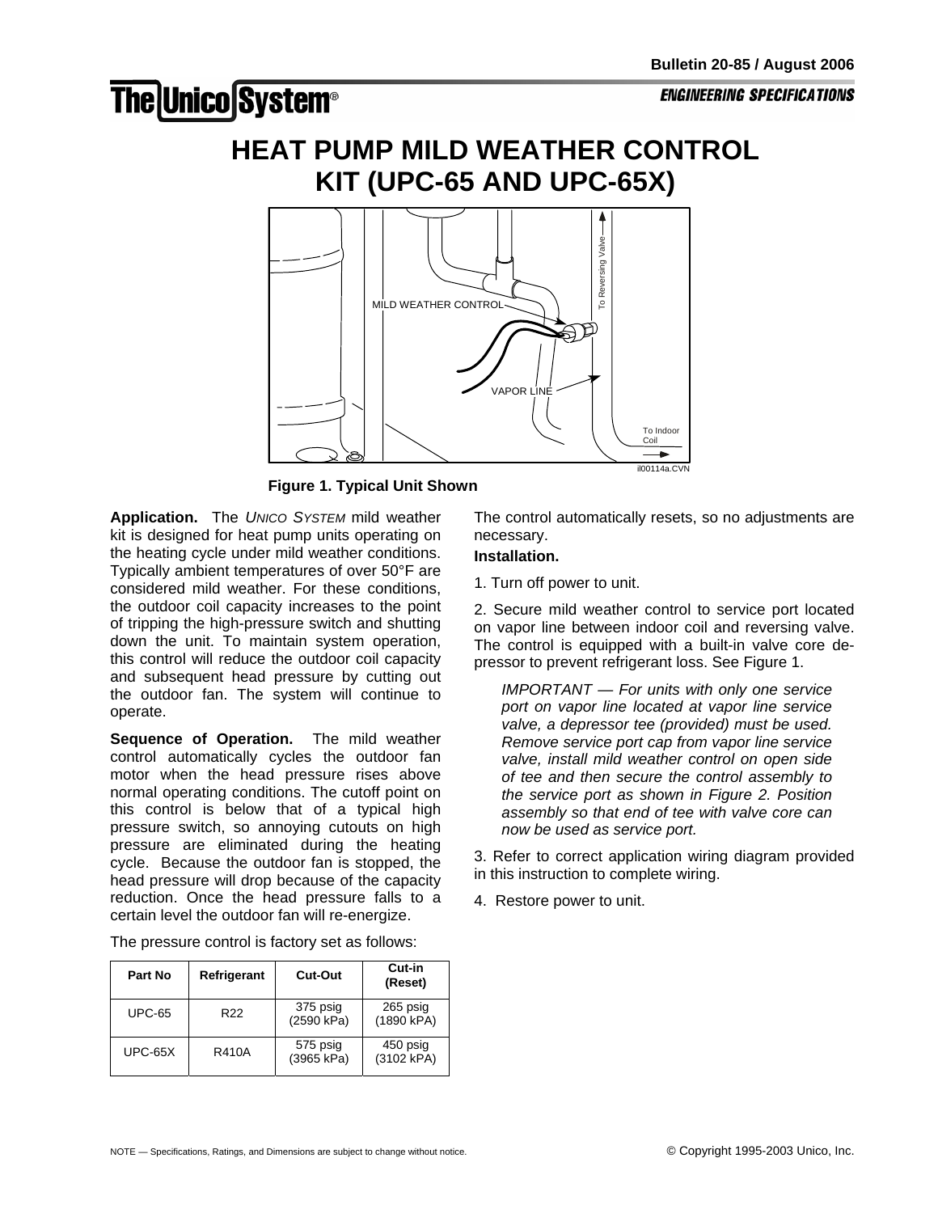Bulletin 20-85 / August 2006

The Unico System®

**ENGINEERING SPECIFICATIONS**

# HEAT PUMP MILD WEATHER CONTROL KIT (UPC-65 AND UPC-65X)

MILD WEATHER CONTROL

To Reversing Valve

VAPOR LINE

To Indoor Coil

il00114a.CVN

**Figure 1. Typical Unit Shown**

**Application.** The *UNICO SYSTEM* mild weather kit is designed for heat pump units operating on the heating cycle under mild weather conditions. Typically ambient temperatures of over 50°F are considered mild weather. For these conditions, the outdoor coil capacity increases to the point of tripping the high-pressure switch and shutting down the unit. To maintain system operation, this control will reduce the outdoor coil capacity and subsequent head pressure by cutting out the outdoor fan. The system will continue to operate.

**Sequence of Operation.** The mild weather control automatically cycles the outdoor fan motor when the head pressure rises above normal operating conditions. The cutoff point on this control is below that of a typical high pressure switch, so annoying cutouts on high pressure are eliminated during the heating cycle. Because the outdoor fan is stopped, the head pressure will drop because of the capacity reduction. Once the head pressure falls to a certain level the outdoor fan will re-energize.

The pressure control is factory set as follows:

| Part No | Refrigerant | Cut-Out | Cut-in (Reset) |
|---|---|---|---|
| UPC-65 | R22 | 375 psig (2590 kPa) | 265 psig (1890 kPA) |
| UPC-65X | R410A | 575 psig (3965 kPa) | 450 psig (3102 kPA) |

The control automatically resets, so no adjustments are necessary.

**Installation.**

1. Turn off power to unit.

2. Secure mild weather control to service port located on vapor line between indoor coil and reversing valve. The control is equipped with a built-in valve core de-pressor to prevent refrigerant loss. See Figure 1.

   *IMPORTANT — For units with only one service port on vapor line located at vapor line service valve, a depressor tee (provided) must be used. Remove service port cap from vapor line service valve, install mild weather control on open side of tee and then secure the control assembly to the service port as shown in Figure 2. Position assembly so that end of tee with valve core can now be used as service port.*

3. Refer to correct application wiring diagram provided in this instruction to complete wiring.

4. Restore power to unit.

NOTE — Specifications, Ratings, and Dimensions are subject to change without notice.

© Copyright 1995-2003 Unico, Inc.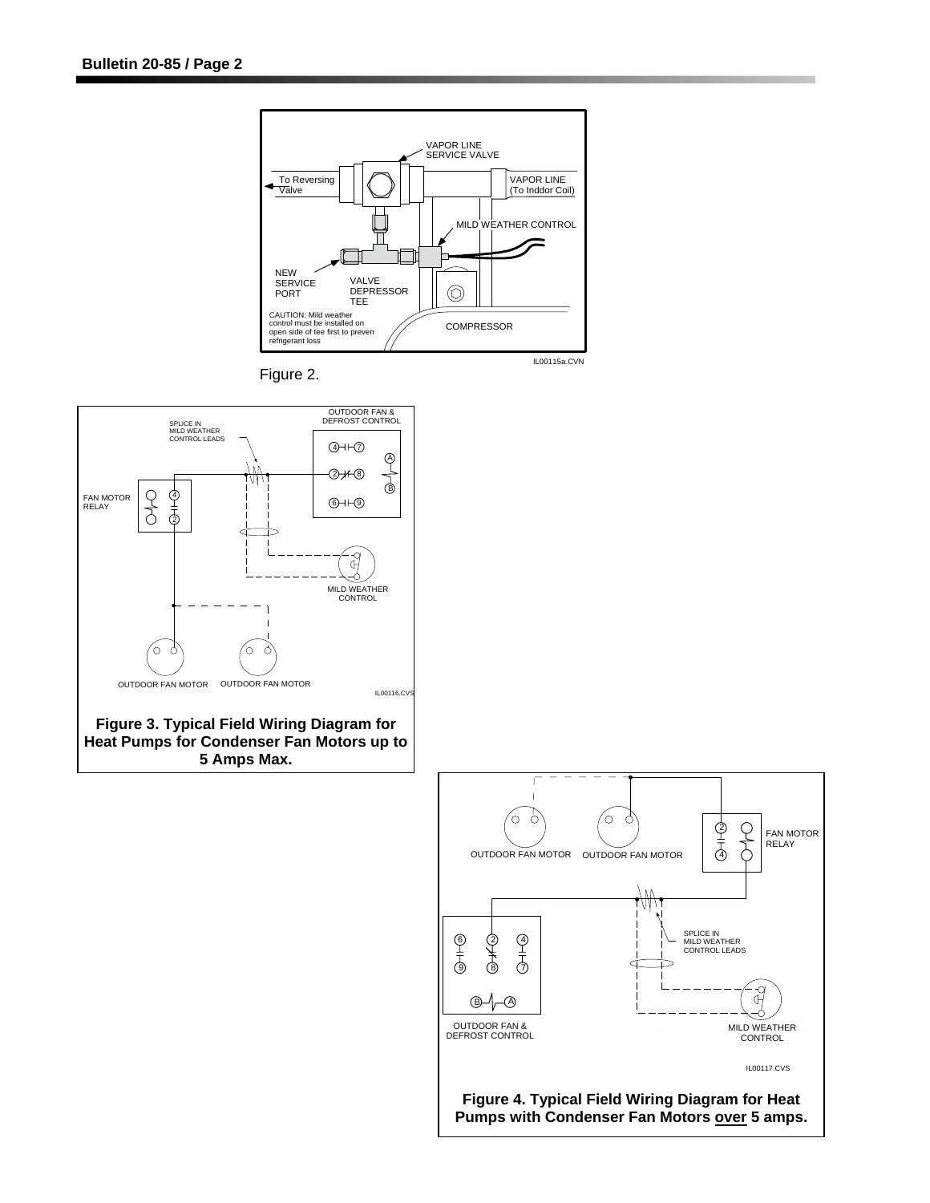VAPOR LINE SERVICE VALVE

To Reversing Valve

VAPOR LINE (To Inddor Coil)

MILD WEATHER CONTROL

NEW SERVICE PORT

VALVE DEPRESSOR TEE

CAUTION: Mild weather control must be installed on open side of tee first to preven refrigerant loss

COMPRESSOR

IL00115a.CVN

Figure 2.

SPLICE IN MILD WEATHER CONTROL LEADS

OUTDOOR FAN & DEFROST CONTROL

4 7

2 8

A

B

6 9

FAN MOTOR RELAY

4

2

MILD WEATHER CONTROL

OUTDOOR FAN MOTOR

OUTDOOR FAN MOTOR

IL00116.CVS

**Figure 3. Typical Field Wiring Diagram for Heat Pumps for Condenser Fan Motors up to 5 Amps Max.**

OUTDOOR FAN MOTOR

OUTDOOR FAN MOTOR

2

4

FAN MOTOR RELAY

SPLICE IN MILD WEATHER CONTROL LEADS

6 2 4

9 8 7

B A

OUTDOOR FAN & DEFROST CONTROL

MILD WEATHER CONTROL

IL00117.CVS

**Figure 4. Typical Field Wiring Diagram for Heat Pumps with Condenser Fan Motors over 5 amps.**